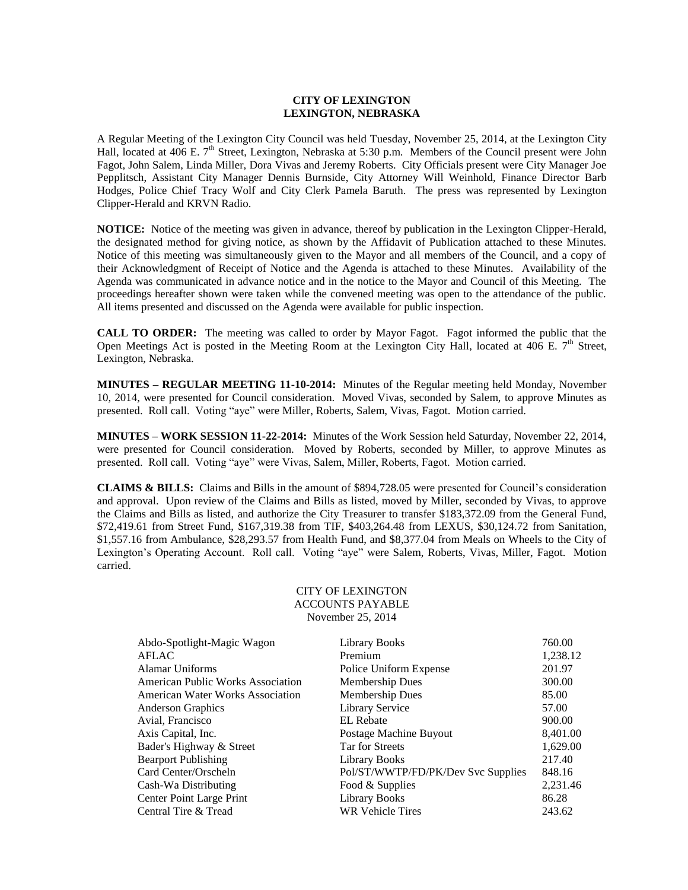**CITY OF LEXINGTON**
**LEXINGTON, NEBRASKA**

A Regular Meeting of the Lexington City Council was held Tuesday, November 25, 2014, at the Lexington City Hall, located at 406 E. 7th Street, Lexington, Nebraska at 5:30 p.m. Members of the Council present were John Fagot, John Salem, Linda Miller, Dora Vivas and Jeremy Roberts. City Officials present were City Manager Joe Pepplitsch, Assistant City Manager Dennis Burnside, City Attorney Will Weinhold, Finance Director Barb Hodges, Police Chief Tracy Wolf and City Clerk Pamela Baruth. The press was represented by Lexington Clipper-Herald and KRVN Radio.

**NOTICE:** Notice of the meeting was given in advance, thereof by publication in the Lexington Clipper-Herald, the designated method for giving notice, as shown by the Affidavit of Publication attached to these Minutes. Notice of this meeting was simultaneously given to the Mayor and all members of the Council, and a copy of their Acknowledgment of Receipt of Notice and the Agenda is attached to these Minutes. Availability of the Agenda was communicated in advance notice and in the notice to the Mayor and Council of this Meeting. The proceedings hereafter shown were taken while the convened meeting was open to the attendance of the public. All items presented and discussed on the Agenda were available for public inspection.

**CALL TO ORDER:** The meeting was called to order by Mayor Fagot. Fagot informed the public that the Open Meetings Act is posted in the Meeting Room at the Lexington City Hall, located at 406 E. 7th Street, Lexington, Nebraska.

**MINUTES – REGULAR MEETING 11-10-2014:** Minutes of the Regular meeting held Monday, November 10, 2014, were presented for Council consideration. Moved Vivas, seconded by Salem, to approve Minutes as presented. Roll call. Voting "aye" were Miller, Roberts, Salem, Vivas, Fagot. Motion carried.

**MINUTES – WORK SESSION 11-22-2014:** Minutes of the Work Session held Saturday, November 22, 2014, were presented for Council consideration. Moved by Roberts, seconded by Miller, to approve Minutes as presented. Roll call. Voting "aye" were Vivas, Salem, Miller, Roberts, Fagot. Motion carried.

**CLAIMS & BILLS:** Claims and Bills in the amount of $894,728.05 were presented for Council's consideration and approval. Upon review of the Claims and Bills as listed, moved by Miller, seconded by Vivas, to approve the Claims and Bills as listed, and authorize the City Treasurer to transfer $183,372.09 from the General Fund, $72,419.61 from Street Fund, $167,319.38 from TIF, $403,264.48 from LEXUS, $30,124.72 from Sanitation, $1,557.16 from Ambulance, $28,293.57 from Health Fund, and $8,377.04 from Meals on Wheels to the City of Lexington's Operating Account. Roll call. Voting "aye" were Salem, Roberts, Vivas, Miller, Fagot. Motion carried.

CITY OF LEXINGTON
ACCOUNTS PAYABLE
November 25, 2014

| | | |
|---|---|---|
| Abdo-Spotlight-Magic Wagon | Library Books | 760.00 |
| AFLAC | Premium | 1,238.12 |
| Alamar Uniforms | Police Uniform Expense | 201.97 |
| American Public Works Association | Membership Dues | 300.00 |
| American Water Works Association | Membership Dues | 85.00 |
| Anderson Graphics | Library Service | 57.00 |
| Avial, Francisco | EL Rebate | 900.00 |
| Axis Capital, Inc. | Postage Machine Buyout | 8,401.00 |
| Bader's Highway & Street | Tar for Streets | 1,629.00 |
| Bearport Publishing | Library Books | 217.40 |
| Card Center/Orscheln | Pol/ST/WWTP/FD/PK/Dev Svc Supplies | 848.16 |
| Cash-Wa Distributing | Food & Supplies | 2,231.46 |
| Center Point Large Print | Library Books | 86.28 |
| Central Tire & Tread | WR Vehicle Tires | 243.62 |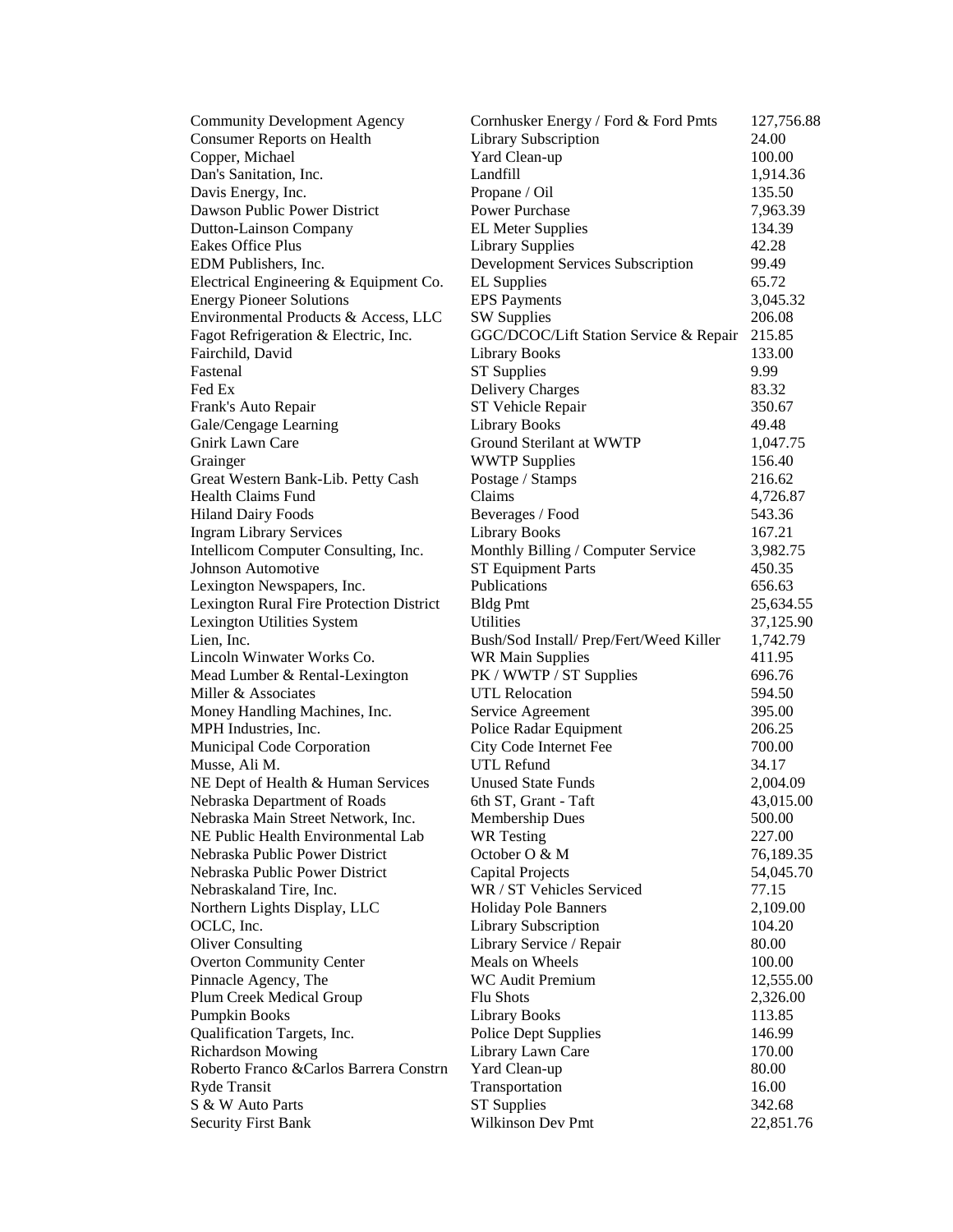| | | |
|---|---|---|
| Community Development Agency | Cornhusker Energy / Ford & Ford Pmts | 127,756.88 |
| Consumer Reports on Health | Library Subscription | 24.00 |
| Copper, Michael | Yard Clean-up | 100.00 |
| Dan's Sanitation, Inc. | Landfill | 1,914.36 |
| Davis Energy, Inc. | Propane / Oil | 135.50 |
| Dawson Public Power District | Power Purchase | 7,963.39 |
| Dutton-Lainson Company | EL Meter Supplies | 134.39 |
| Eakes Office Plus | Library Supplies | 42.28 |
| EDM Publishers, Inc. | Development Services Subscription | 99.49 |
| Electrical Engineering & Equipment Co. | EL Supplies | 65.72 |
| Energy Pioneer Solutions | EPS Payments | 3,045.32 |
| Environmental Products & Access, LLC | SW Supplies | 206.08 |
| Fagot Refrigeration & Electric, Inc. | GGC/DCOC/Lift Station Service & Repair | 215.85 |
| Fairchild, David | Library Books | 133.00 |
| Fastenal | ST Supplies | 9.99 |
| Fed Ex | Delivery Charges | 83.32 |
| Frank's Auto Repair | ST Vehicle Repair | 350.67 |
| Gale/Cengage Learning | Library Books | 49.48 |
| Gnirk Lawn Care | Ground Sterilant at WWTP | 1,047.75 |
| Grainger | WWTP Supplies | 156.40 |
| Great Western Bank-Lib. Petty Cash | Postage / Stamps | 216.62 |
| Health Claims Fund | Claims | 4,726.87 |
| Hiland Dairy Foods | Beverages / Food | 543.36 |
| Ingram Library Services | Library Books | 167.21 |
| Intellicom Computer Consulting, Inc. | Monthly Billing / Computer Service | 3,982.75 |
| Johnson Automotive | ST Equipment Parts | 450.35 |
| Lexington Newspapers, Inc. | Publications | 656.63 |
| Lexington Rural Fire Protection District | Bldg Pmt | 25,634.55 |
| Lexington Utilities System | Utilities | 37,125.90 |
| Lien, Inc. | Bush/Sod Install/ Prep/Fert/Weed Killer | 1,742.79 |
| Lincoln Winwater Works Co. | WR Main Supplies | 411.95 |
| Mead Lumber & Rental-Lexington | PK / WWTP / ST Supplies | 696.76 |
| Miller & Associates | UTL Relocation | 594.50 |
| Money Handling Machines, Inc. | Service Agreement | 395.00 |
| MPH Industries, Inc. | Police Radar Equipment | 206.25 |
| Municipal Code Corporation | City Code Internet Fee | 700.00 |
| Musse, Ali M. | UTL Refund | 34.17 |
| NE Dept of Health & Human Services | Unused State Funds | 2,004.09 |
| Nebraska Department of Roads | 6th ST, Grant - Taft | 43,015.00 |
| Nebraska Main Street Network, Inc. | Membership Dues | 500.00 |
| NE Public Health Environmental Lab | WR Testing | 227.00 |
| Nebraska Public Power District | October O & M | 76,189.35 |
| Nebraska Public Power District | Capital Projects | 54,045.70 |
| Nebraskaland Tire, Inc. | WR / ST Vehicles Serviced | 77.15 |
| Northern Lights Display, LLC | Holiday Pole Banners | 2,109.00 |
| OCLC, Inc. | Library Subscription | 104.20 |
| Oliver Consulting | Library Service / Repair | 80.00 |
| Overton Community Center | Meals on Wheels | 100.00 |
| Pinnacle Agency, The | WC Audit Premium | 12,555.00 |
| Plum Creek Medical Group | Flu Shots | 2,326.00 |
| Pumpkin Books | Library Books | 113.85 |
| Qualification Targets, Inc. | Police Dept Supplies | 146.99 |
| Richardson Mowing | Library Lawn Care | 170.00 |
| Roberto Franco &Carlos Barrera Constrn | Yard Clean-up | 80.00 |
| Ryde Transit | Transportation | 16.00 |
| S & W Auto Parts | ST Supplies | 342.68 |
| Security First Bank | Wilkinson Dev Pmt | 22,851.76 |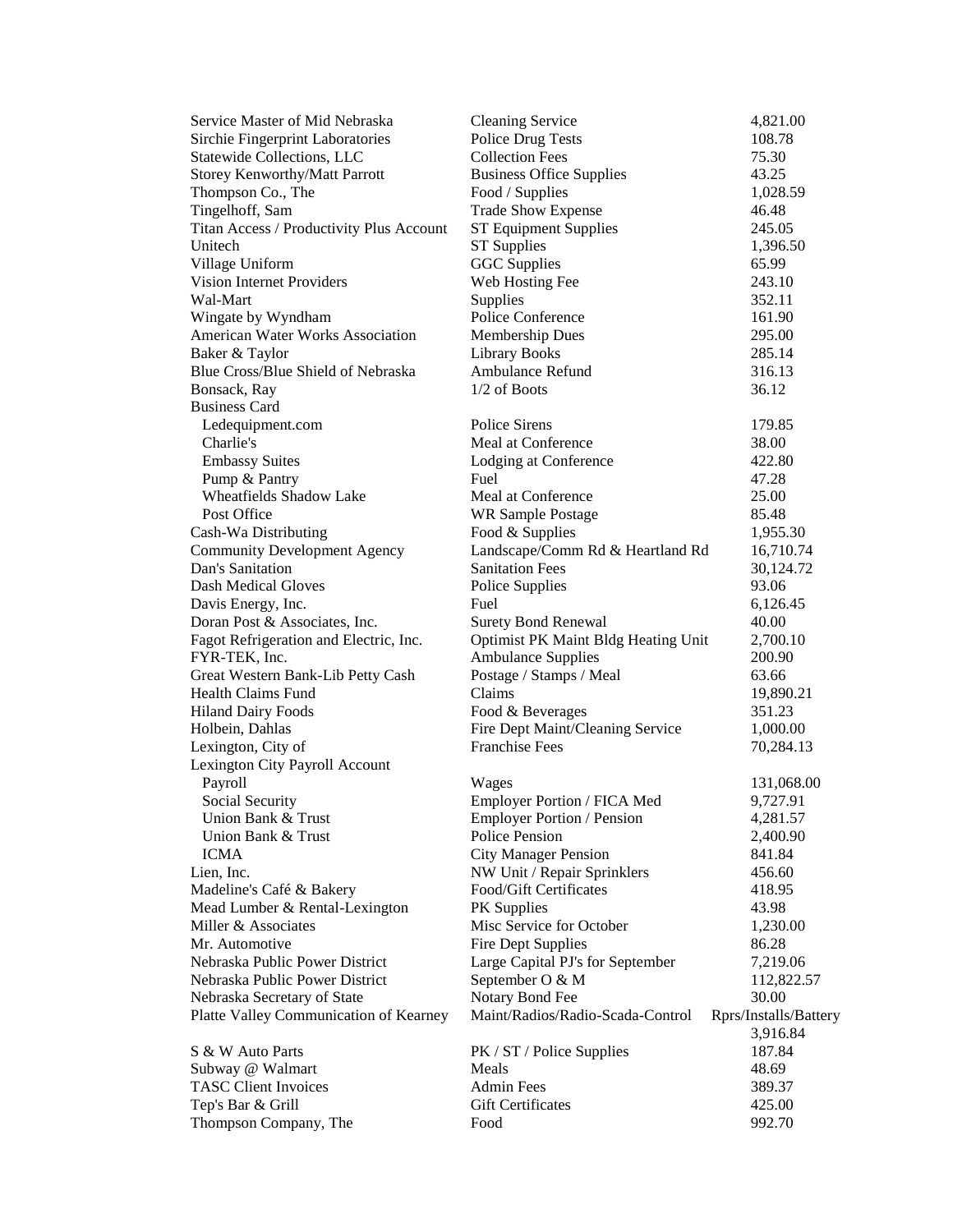| | | |
|---|---|---|
| Service Master of Mid Nebraska | Cleaning Service | 4,821.00 |
| Sirchie Fingerprint Laboratories | Police Drug Tests | 108.78 |
| Statewide Collections, LLC | Collection Fees | 75.30 |
| Storey Kenworthy/Matt Parrott | Business Office Supplies | 43.25 |
| Thompson Co., The | Food / Supplies | 1,028.59 |
| Tingelhoff, Sam | Trade Show Expense | 46.48 |
| Titan Access / Productivity Plus Account | ST Equipment Supplies | 245.05 |
| Unitech | ST Supplies | 1,396.50 |
| Village Uniform | GGC Supplies | 65.99 |
| Vision Internet Providers | Web Hosting Fee | 243.10 |
| Wal-Mart | Supplies | 352.11 |
| Wingate by Wyndham | Police Conference | 161.90 |
| American Water Works Association | Membership Dues | 295.00 |
| Baker & Taylor | Library Books | 285.14 |
| Blue Cross/Blue Shield of Nebraska | Ambulance Refund | 316.13 |
| Bonsack, Ray | 1/2 of Boots | 36.12 |
| Business Card | | |
| Ledequipment.com | Police Sirens | 179.85 |
| Charlie's | Meal at Conference | 38.00 |
| Embassy Suites | Lodging at Conference | 422.80 |
| Pump & Pantry | Fuel | 47.28 |
| Wheatfields Shadow Lake | Meal at Conference | 25.00 |
| Post Office | WR Sample Postage | 85.48 |
| Cash-Wa Distributing | Food & Supplies | 1,955.30 |
| Community Development Agency | Landscape/Comm Rd & Heartland Rd | 16,710.74 |
| Dan's Sanitation | Sanitation Fees | 30,124.72 |
| Dash Medical Gloves | Police Supplies | 93.06 |
| Davis Energy, Inc. | Fuel | 6,126.45 |
| Doran Post & Associates, Inc. | Surety Bond Renewal | 40.00 |
| Fagot Refrigeration and Electric, Inc. | Optimist PK Maint Bldg Heating Unit | 2,700.10 |
| FYR-TEK, Inc. | Ambulance Supplies | 200.90 |
| Great Western Bank-Lib Petty Cash | Postage / Stamps / Meal | 63.66 |
| Health Claims Fund | Claims | 19,890.21 |
| Hiland Dairy Foods | Food & Beverages | 351.23 |
| Holbein, Dahlas | Fire Dept Maint/Cleaning Service | 1,000.00 |
| Lexington, City of | Franchise Fees | 70,284.13 |
| Lexington City Payroll Account | | |
| Payroll | Wages | 131,068.00 |
| Social Security | Employer Portion / FICA Med | 9,727.91 |
| Union Bank & Trust | Employer Portion / Pension | 4,281.57 |
| Union Bank & Trust | Police Pension | 2,400.90 |
| ICMA | City Manager Pension | 841.84 |
| Lien, Inc. | NW Unit / Repair Sprinklers | 456.60 |
| Madeline's Café & Bakery | Food/Gift Certificates | 418.95 |
| Mead Lumber & Rental-Lexington | PK Supplies | 43.98 |
| Miller & Associates | Misc Service for October | 1,230.00 |
| Mr. Automotive | Fire Dept Supplies | 86.28 |
| Nebraska Public Power District | Large Capital PJ's for September | 7,219.06 |
| Nebraska Public Power District | September O & M | 112,822.57 |
| Nebraska Secretary of State | Notary Bond Fee | 30.00 |
| Platte Valley Communication of Kearney | Maint/Radios/Radio-Scada-Control Rprs/Installs/Battery | 3,916.84 |
| S & W Auto Parts | PK / ST / Police Supplies | 187.84 |
| Subway @ Walmart | Meals | 48.69 |
| TASC Client Invoices | Admin Fees | 389.37 |
| Tep's Bar & Grill | Gift Certificates | 425.00 |
| Thompson Company, The | Food | 992.70 |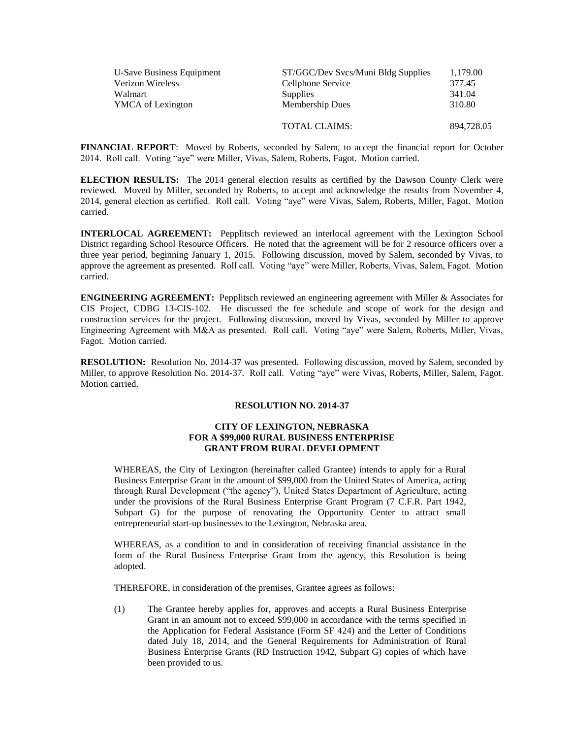| | | |
|---|---|---|
| U-Save Business Equipment | ST/GGC/Dev Svcs/Muni Bldg Supplies | 1,179.00 |
| Verizon Wireless | Cellphone Service | 377.45 |
| Walmart | Supplies | 341.04 |
| YMCA of Lexington | Membership Dues | 310.80 |
| | TOTAL CLAIMS: | 894,728.05 |

**FINANCIAL REPORT**: Moved by Roberts, seconded by Salem, to accept the financial report for October 2014. Roll call. Voting "aye" were Miller, Vivas, Salem, Roberts, Fagot. Motion carried.

**ELECTION RESULTS:** The 2014 general election results as certified by the Dawson County Clerk were reviewed. Moved by Miller, seconded by Roberts, to accept and acknowledge the results from November 4, 2014, general election as certified. Roll call. Voting "aye" were Vivas, Salem, Roberts, Miller, Fagot. Motion carried.

**INTERLOCAL AGREEMENT:** Pepplitsch reviewed an interlocal agreement with the Lexington School District regarding School Resource Officers. He noted that the agreement will be for 2 resource officers over a three year period, beginning January 1, 2015. Following discussion, moved by Salem, seconded by Vivas, to approve the agreement as presented. Roll call. Voting "aye" were Miller, Roberts, Vivas, Salem, Fagot. Motion carried.

**ENGINEERING AGREEMENT:** Pepplitsch reviewed an engineering agreement with Miller & Associates for CIS Project, CDBG 13-CIS-102. He discussed the fee schedule and scope of work for the design and construction services for the project. Following discussion, moved by Vivas, seconded by Miller to approve Engineering Agreement with M&A as presented. Roll call. Voting "aye" were Salem, Roberts, Miller, Vivas, Fagot. Motion carried.

**RESOLUTION:** Resolution No. 2014-37 was presented. Following discussion, moved by Salem, seconded by Miller, to approve Resolution No. 2014-37. Roll call. Voting "aye" were Vivas, Roberts, Miller, Salem, Fagot. Motion carried.

**RESOLUTION NO. 2014-37**

**CITY OF LEXINGTON, NEBRASKA**
**FOR A $99,000 RURAL BUSINESS ENTERPRISE**
**GRANT FROM RURAL DEVELOPMENT**

WHEREAS, the City of Lexington (hereinafter called Grantee) intends to apply for a Rural Business Enterprise Grant in the amount of $99,000 from the United States of America, acting through Rural Development ("the agency"), United States Department of Agriculture, acting under the provisions of the Rural Business Enterprise Grant Program (7 C.F.R. Part 1942, Subpart G) for the purpose of renovating the Opportunity Center to attract small entrepreneurial start-up businesses to the Lexington, Nebraska area.

WHEREAS, as a condition to and in consideration of receiving financial assistance in the form of the Rural Business Enterprise Grant from the agency, this Resolution is being adopted.

THEREFORE, in consideration of the premises, Grantee agrees as follows:

(1) The Grantee hereby applies for, approves and accepts a Rural Business Enterprise Grant in an amount not to exceed $99,000 in accordance with the terms specified in the Application for Federal Assistance (Form SF 424) and the Letter of Conditions dated July 18, 2014, and the General Requirements for Administration of Rural Business Enterprise Grants (RD Instruction 1942, Subpart G) copies of which have been provided to us.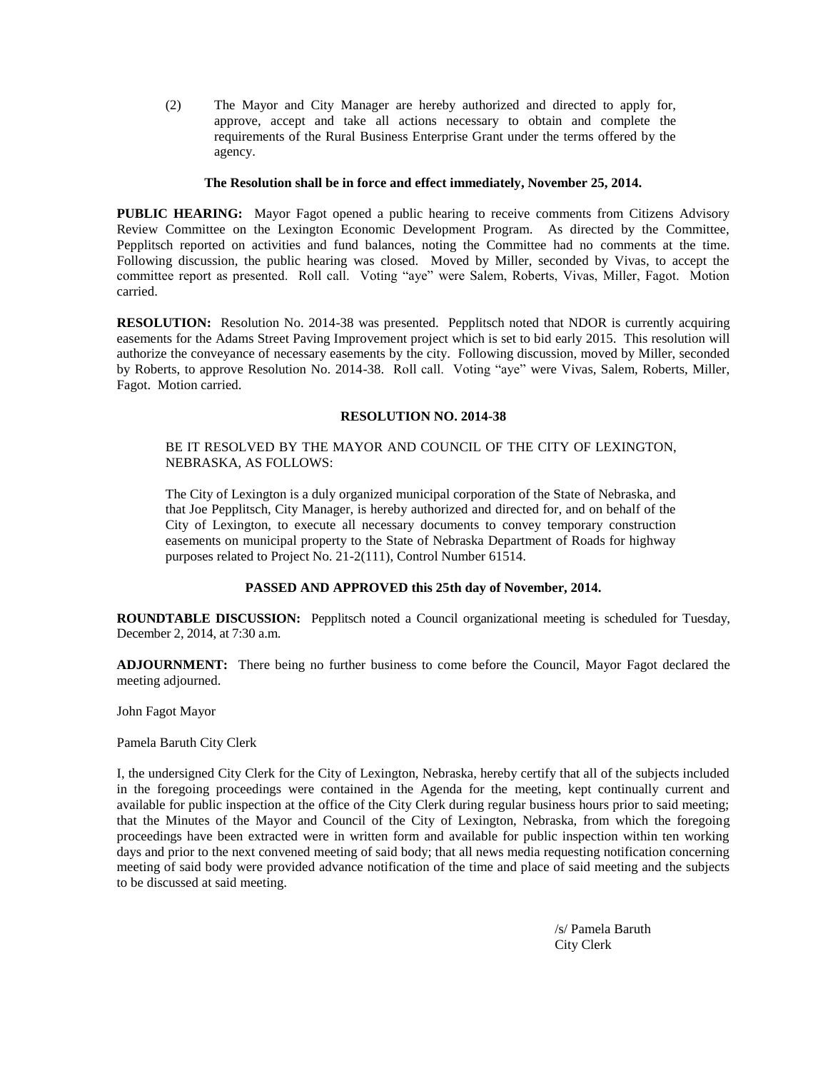(2) The Mayor and City Manager are hereby authorized and directed to apply for, approve, accept and take all actions necessary to obtain and complete the requirements of the Rural Business Enterprise Grant under the terms offered by the agency.

**The Resolution shall be in force and effect immediately, November 25, 2014.**

**PUBLIC HEARING:** Mayor Fagot opened a public hearing to receive comments from Citizens Advisory Review Committee on the Lexington Economic Development Program. As directed by the Committee, Pepplitsch reported on activities and fund balances, noting the Committee had no comments at the time. Following discussion, the public hearing was closed. Moved by Miller, seconded by Vivas, to accept the committee report as presented. Roll call. Voting "aye" were Salem, Roberts, Vivas, Miller, Fagot. Motion carried.

**RESOLUTION:** Resolution No. 2014-38 was presented. Pepplitsch noted that NDOR is currently acquiring easements for the Adams Street Paving Improvement project which is set to bid early 2015. This resolution will authorize the conveyance of necessary easements by the city. Following discussion, moved by Miller, seconded by Roberts, to approve Resolution No. 2014-38. Roll call. Voting "aye" were Vivas, Salem, Roberts, Miller, Fagot. Motion carried.

**RESOLUTION NO. 2014-38**

BE IT RESOLVED BY THE MAYOR AND COUNCIL OF THE CITY OF LEXINGTON, NEBRASKA, AS FOLLOWS:

The City of Lexington is a duly organized municipal corporation of the State of Nebraska, and that Joe Pepplitsch, City Manager, is hereby authorized and directed for, and on behalf of the City of Lexington, to execute all necessary documents to convey temporary construction easements on municipal property to the State of Nebraska Department of Roads for highway purposes related to Project No. 21-2(111), Control Number 61514.

**PASSED AND APPROVED this 25th day of November, 2014.**

**ROUNDTABLE DISCUSSION:** Pepplitsch noted a Council organizational meeting is scheduled for Tuesday, December 2, 2014, at 7:30 a.m.

**ADJOURNMENT:** There being no further business to come before the Council, Mayor Fagot declared the meeting adjourned.

John Fagot Mayor

Pamela Baruth City Clerk

I, the undersigned City Clerk for the City of Lexington, Nebraska, hereby certify that all of the subjects included in the foregoing proceedings were contained in the Agenda for the meeting, kept continually current and available for public inspection at the office of the City Clerk during regular business hours prior to said meeting; that the Minutes of the Mayor and Council of the City of Lexington, Nebraska, from which the foregoing proceedings have been extracted were in written form and available for public inspection within ten working days and prior to the next convened meeting of said body; that all news media requesting notification concerning meeting of said body were provided advance notification of the time and place of said meeting and the subjects to be discussed at said meeting.

/s/ Pamela Baruth
City Clerk